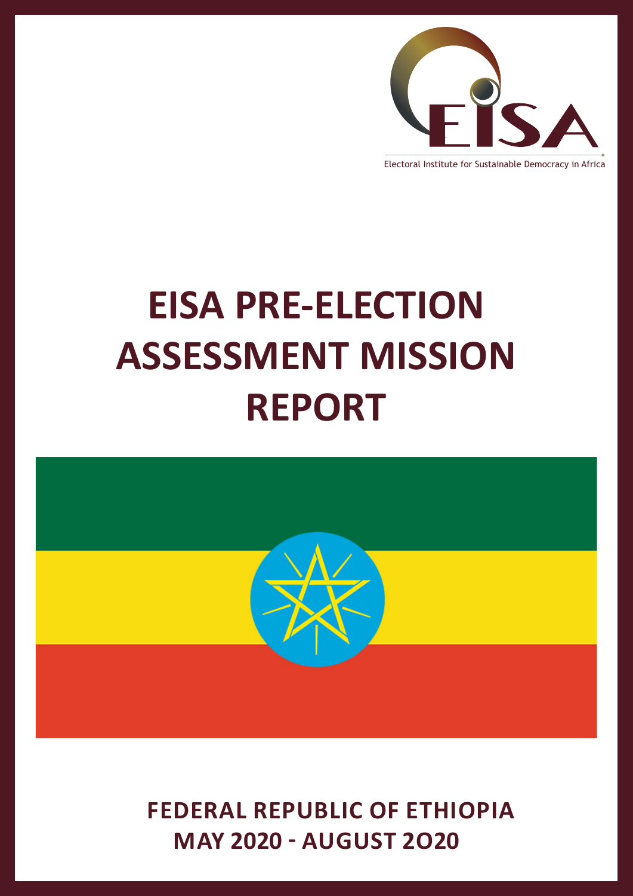EISA

Electoral Institute for Sustainable Democracy in Africa

# EISA PRE-ELECTION ASSESSMENT MISSION REPORT

**FEDERAL REPUBLIC OF ETHIOPIA**

**MAY 2020 - AUGUST 2O20**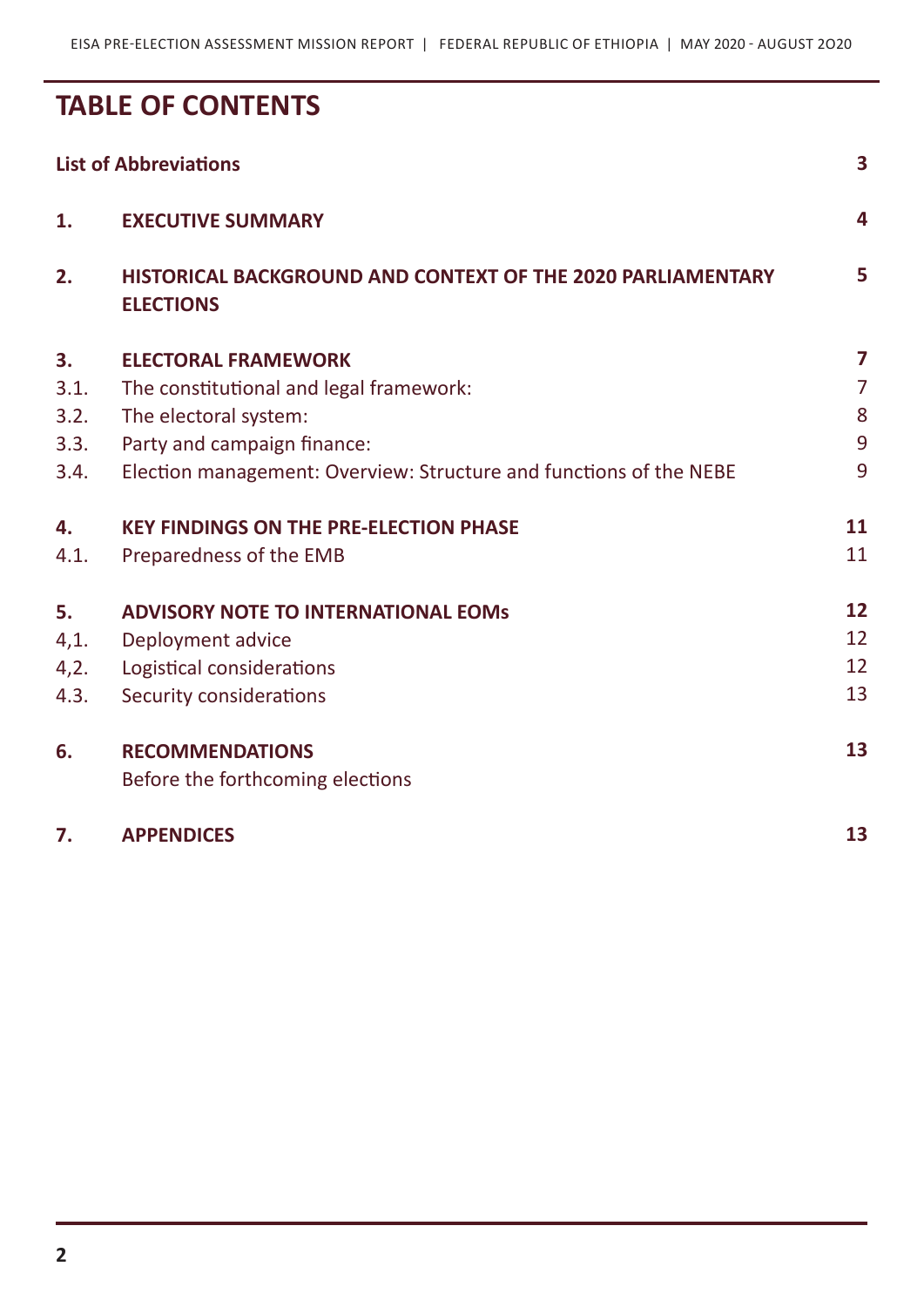# TABLE OF CONTENTS

| | | |
|---|---|---|
| **List of Abbreviations** | | **3** |
| **1.** | **EXECUTIVE SUMMARY** | **4** |
| **2.** | **HISTORICAL BACKGROUND AND CONTEXT OF THE 2020 PARLIAMENTARY ELECTIONS** | **5** |
| **3.** | **ELECTORAL FRAMEWORK** | **7** |
| 3.1. | The constitutional and legal framework: | 7 |
| 3.2. | The electoral system: | 8 |
| 3.3. | Party and campaign finance: | 9 |
| 3.4. | Election management: Overview: Structure and functions of the NEBE | 9 |
| **4.** | **KEY FINDINGS ON THE PRE-ELECTION PHASE** | **11** |
| 4.1. | Preparedness of the EMB | 11 |
| **5.** | **ADVISORY NOTE TO INTERNATIONAL EOMs** | **12** |
| 4,1. | Deployment advice | 12 |
| 4,2. | Logistical considerations | 12 |
| 4.3. | Security considerations | 13 |
| **6.** | **RECOMMENDATIONS** | **13** |
| | Before the forthcoming elections | |
| **7.** | **APPENDICES** | **13** |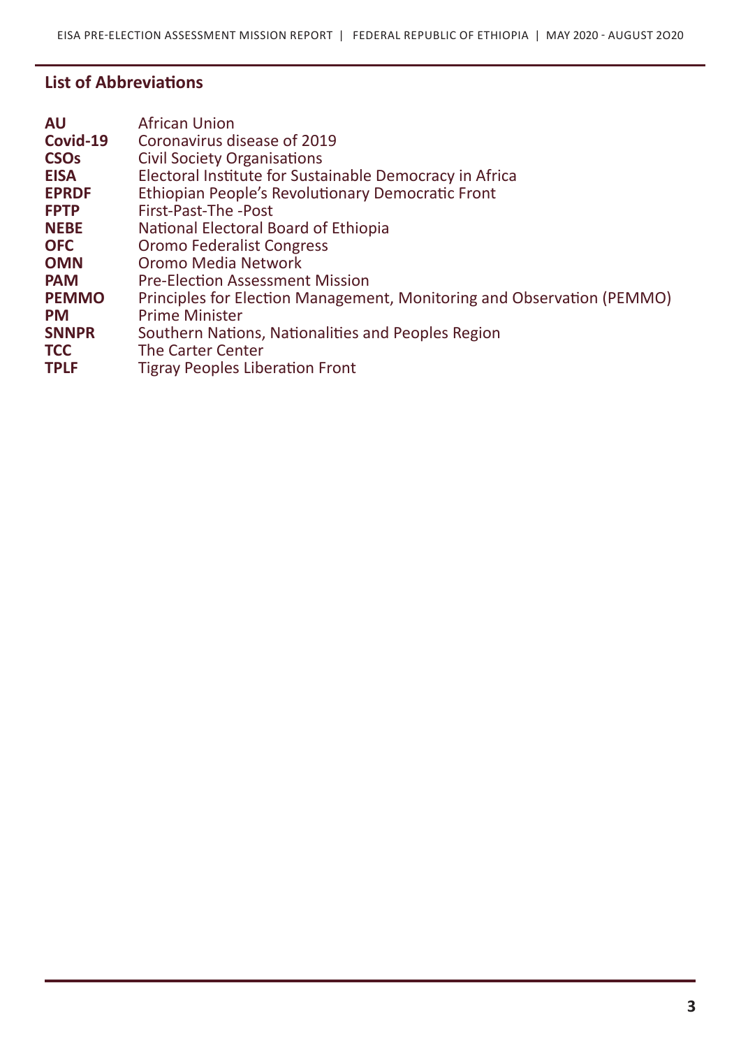## List of Abbreviations

| | |
|---|---|
| **AU** | African Union |
| **Covid-19** | Coronavirus disease of 2019 |
| **CSOs** | Civil Society Organisations |
| **EISA** | Electoral Institute for Sustainable Democracy in Africa |
| **EPRDF** | Ethiopian People's Revolutionary Democratic Front |
| **FPTP** | First-Past-The -Post |
| **NEBE** | National Electoral Board of Ethiopia |
| **OFC** | Oromo Federalist Congress |
| **OMN** | Oromo Media Network |
| **PAM** | Pre-Election Assessment Mission |
| **PEMMO** | Principles for Election Management, Monitoring and Observation (PEMMO) |
| **PM** | Prime Minister |
| **SNNPR** | Southern Nations, Nationalities and Peoples Region |
| **TCC** | The Carter Center |
| **TPLF** | Tigray Peoples Liberation Front |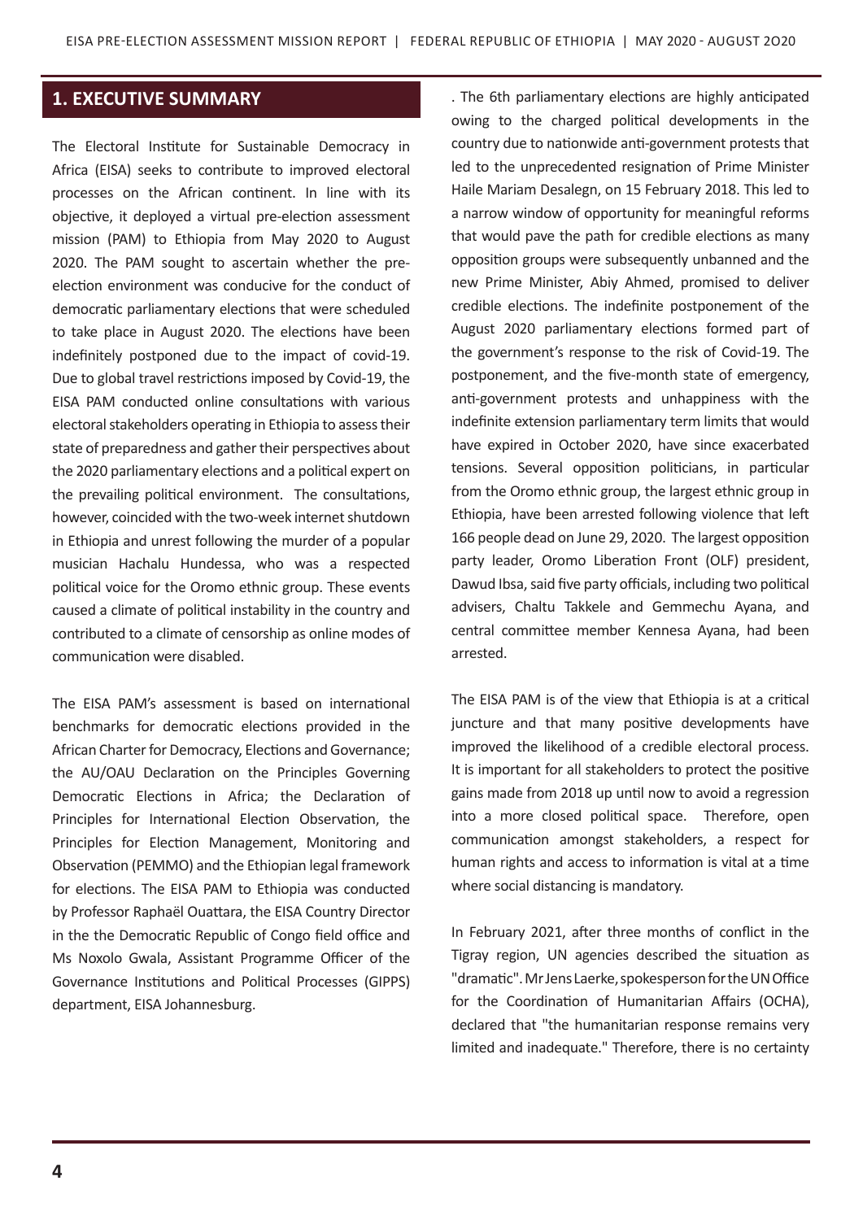## 1. EXECUTIVE SUMMARY

The Electoral Institute for Sustainable Democracy in Africa (EISA) seeks to contribute to improved electoral processes on the African continent. In line with its objective, it deployed a virtual pre-election assessment mission (PAM) to Ethiopia from May 2020 to August 2020. The PAM sought to ascertain whether the pre-election environment was conducive for the conduct of democratic parliamentary elections that were scheduled to take place in August 2020. The elections have been indefinitely postponed due to the impact of covid-19. Due to global travel restrictions imposed by Covid-19, the EISA PAM conducted online consultations with various electoral stakeholders operating in Ethiopia to assess their state of preparedness and gather their perspectives about the 2020 parliamentary elections and a political expert on the prevailing political environment. The consultations, however, coincided with the two-week internet shutdown in Ethiopia and unrest following the murder of a popular musician Hachalu Hundessa, who was a respected political voice for the Oromo ethnic group. These events caused a climate of political instability in the country and contributed to a climate of censorship as online modes of communication were disabled.

The EISA PAM's assessment is based on international benchmarks for democratic elections provided in the African Charter for Democracy, Elections and Governance; the AU/OAU Declaration on the Principles Governing Democratic Elections in Africa; the Declaration of Principles for International Election Observation, the Principles for Election Management, Monitoring and Observation (PEMMO) and the Ethiopian legal framework for elections. The EISA PAM to Ethiopia was conducted by Professor Raphaël Ouattara, the EISA Country Director in the the Democratic Republic of Congo field office and Ms Noxolo Gwala, Assistant Programme Officer of the Governance Institutions and Political Processes (GIPPS) department, EISA Johannesburg.

. The 6th parliamentary elections are highly anticipated owing to the charged political developments in the country due to nationwide anti-government protests that led to the unprecedented resignation of Prime Minister Haile Mariam Desalegn, on 15 February 2018. This led to a narrow window of opportunity for meaningful reforms that would pave the path for credible elections as many opposition groups were subsequently unbanned and the new Prime Minister, Abiy Ahmed, promised to deliver credible elections. The indefinite postponement of the August 2020 parliamentary elections formed part of the government's response to the risk of Covid-19. The postponement, and the five-month state of emergency, anti-government protests and unhappiness with the indefinite extension parliamentary term limits that would have expired in October 2020, have since exacerbated tensions. Several opposition politicians, in particular from the Oromo ethnic group, the largest ethnic group in Ethiopia, have been arrested following violence that left 166 people dead on June 29, 2020. The largest opposition party leader, Oromo Liberation Front (OLF) president, Dawud Ibsa, said five party officials, including two political advisers, Chaltu Takkele and Gemmechu Ayana, and central committee member Kennesa Ayana, had been arrested.

The EISA PAM is of the view that Ethiopia is at a critical juncture and that many positive developments have improved the likelihood of a credible electoral process. It is important for all stakeholders to protect the positive gains made from 2018 up until now to avoid a regression into a more closed political space. Therefore, open communication amongst stakeholders, a respect for human rights and access to information is vital at a time where social distancing is mandatory.

In February 2021, after three months of conflict in the Tigray region, UN agencies described the situation as "dramatic". Mr Jens Laerke, spokesperson for the UN Office for the Coordination of Humanitarian Affairs (OCHA), declared that "the humanitarian response remains very limited and inadequate." Therefore, there is no certainty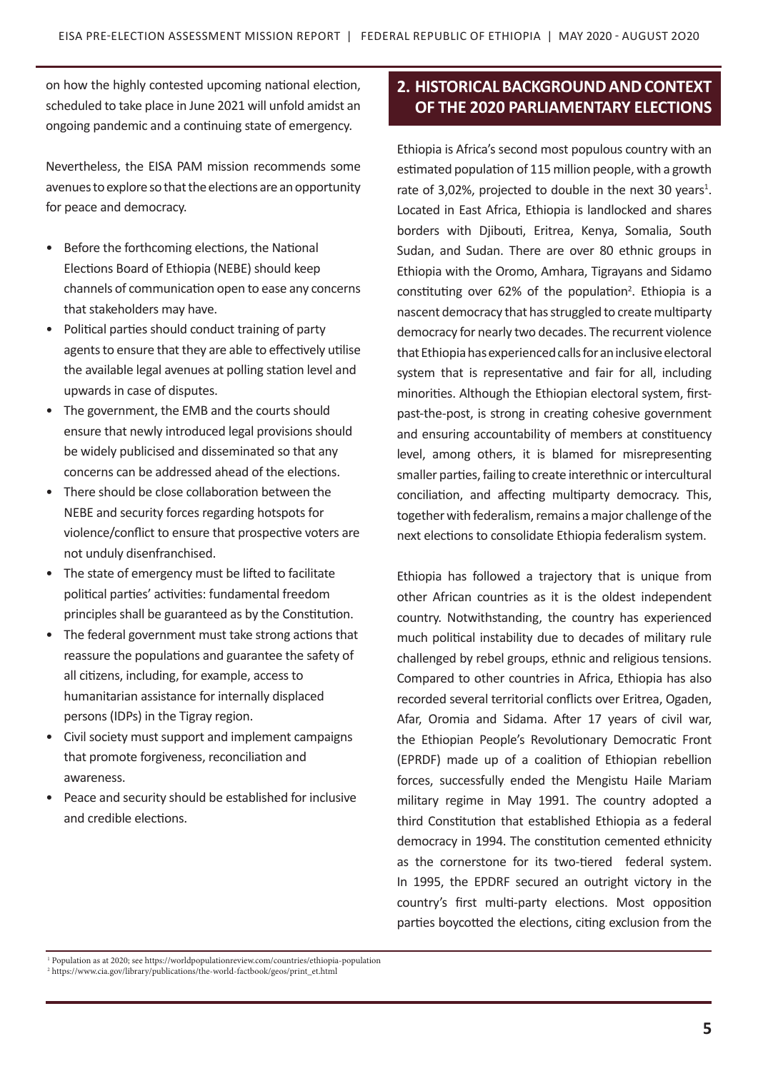on how the highly contested upcoming national election, scheduled to take place in June 2021 will unfold amidst an ongoing pandemic and a continuing state of emergency.

Nevertheless, the EISA PAM mission recommends some avenues to explore so that the elections are an opportunity for peace and democracy.

- Before the forthcoming elections, the National Elections Board of Ethiopia (NEBE) should keep channels of communication open to ease any concerns that stakeholders may have.
- Political parties should conduct training of party agents to ensure that they are able to effectively utilise the available legal avenues at polling station level and upwards in case of disputes.
- The government, the EMB and the courts should ensure that newly introduced legal provisions should be widely publicised and disseminated so that any concerns can be addressed ahead of the elections.
- There should be close collaboration between the NEBE and security forces regarding hotspots for violence/conflict to ensure that prospective voters are not unduly disenfranchised.
- The state of emergency must be lifted to facilitate political parties' activities: fundamental freedom principles shall be guaranteed as by the Constitution.
- The federal government must take strong actions that reassure the populations and guarantee the safety of all citizens, including, for example, access to humanitarian assistance for internally displaced persons (IDPs) in the Tigray region.
- Civil society must support and implement campaigns that promote forgiveness, reconciliation and awareness.
- Peace and security should be established for inclusive and credible elections.

## 2. HISTORICAL BACKGROUND AND CONTEXT OF THE 2020 PARLIAMENTARY ELECTIONS

Ethiopia is Africa's second most populous country with an estimated population of 115 million people, with a growth rate of 3,02%, projected to double in the next 30 years[1]. Located in East Africa, Ethiopia is landlocked and shares borders with Djibouti, Eritrea, Kenya, Somalia, South Sudan, and Sudan. There are over 80 ethnic groups in Ethiopia with the Oromo, Amhara, Tigrayans and Sidamo constituting over 62% of the population[2]. Ethiopia is a nascent democracy that has struggled to create multiparty democracy for nearly two decades. The recurrent violence that Ethiopia has experienced calls for an inclusive electoral system that is representative and fair for all, including minorities. Although the Ethiopian electoral system, first-past-the-post, is strong in creating cohesive government and ensuring accountability of members at constituency level, among others, it is blamed for misrepresenting smaller parties, failing to create interethnic or intercultural conciliation, and affecting multiparty democracy. This, together with federalism, remains a major challenge of the next elections to consolidate Ethiopia federalism system.

Ethiopia has followed a trajectory that is unique from other African countries as it is the oldest independent country. Notwithstanding, the country has experienced much political instability due to decades of military rule challenged by rebel groups, ethnic and religious tensions. Compared to other countries in Africa, Ethiopia has also recorded several territorial conflicts over Eritrea, Ogaden, Afar, Oromia and Sidama. After 17 years of civil war, the Ethiopian People's Revolutionary Democratic Front (EPRDF) made up of a coalition of Ethiopian rebellion forces, successfully ended the Mengistu Haile Mariam military regime in May 1991. The country adopted a third Constitution that established Ethiopia as a federal democracy in 1994. The constitution cemented ethnicity as the cornerstone for its two-tiered federal system. In 1995, the EPDRF secured an outright victory in the country's first multi-party elections. Most opposition parties boycotted the elections, citing exclusion from the

[1] Population as at 2020; see https://worldpopulationreview.com/countries/ethiopia-population

[2] https://www.cia.gov/library/publications/the-world-factbook/geos/print_et.html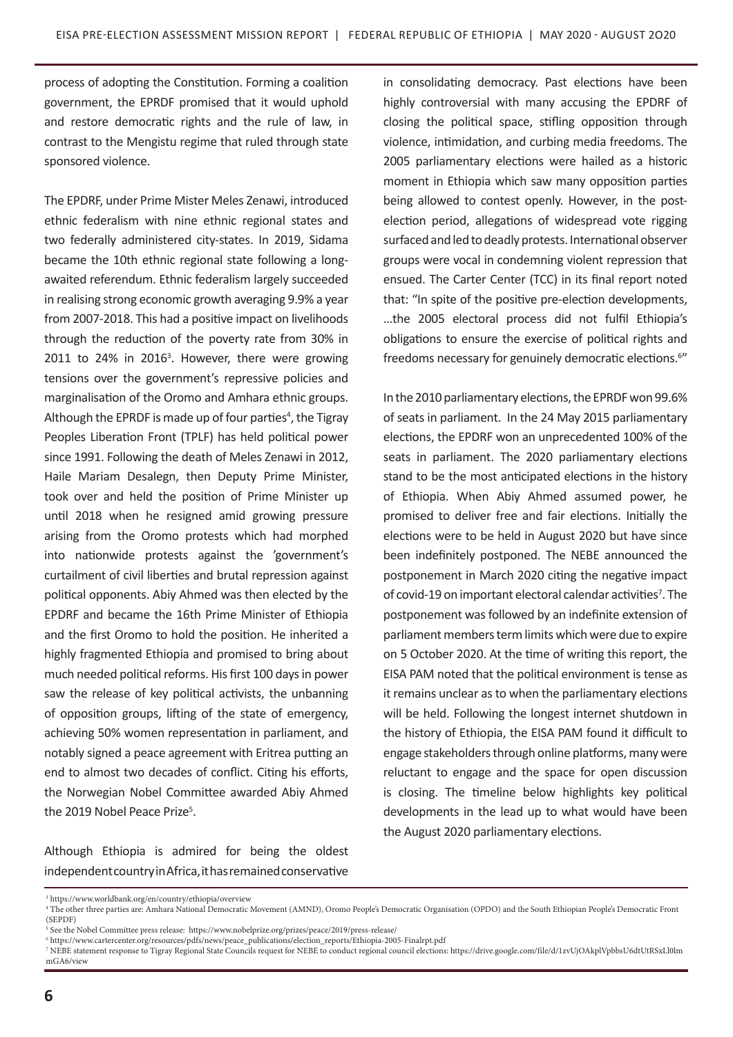process of adopting the Constitution. Forming a coalition government, the EPRDF promised that it would uphold and restore democratic rights and the rule of law, in contrast to the Mengistu regime that ruled through state sponsored violence.

The EPDRF, under Prime Mister Meles Zenawi, introduced ethnic federalism with nine ethnic regional states and two federally administered city-states. In 2019, Sidama became the 10th ethnic regional state following a long-awaited referendum. Ethnic federalism largely succeeded in realising strong economic growth averaging 9.9% a year from 2007-2018. This had a positive impact on livelihoods through the reduction of the poverty rate from 30% in 2011 to 24% in 2016[3]. However, there were growing tensions over the government's repressive policies and marginalisation of the Oromo and Amhara ethnic groups. Although the EPRDF is made up of four parties[4], the Tigray Peoples Liberation Front (TPLF) has held political power since 1991. Following the death of Meles Zenawi in 2012, Haile Mariam Desalegn, then Deputy Prime Minister, took over and held the position of Prime Minister up until 2018 when he resigned amid growing pressure arising from the Oromo protests which had morphed into nationwide protests against the 'government's curtailment of civil liberties and brutal repression against political opponents. Abiy Ahmed was then elected by the EPDRF and became the 16th Prime Minister of Ethiopia and the first Oromo to hold the position. He inherited a highly fragmented Ethiopia and promised to bring about much needed political reforms. His first 100 days in power saw the release of key political activists, the unbanning of opposition groups, lifting of the state of emergency, achieving 50% women representation in parliament, and notably signed a peace agreement with Eritrea putting an end to almost two decades of conflict. Citing his efforts, the Norwegian Nobel Committee awarded Abiy Ahmed the 2019 Nobel Peace Prize[5].

Although Ethiopia is admired for being the oldest independent country in Africa, it has remained conservative in consolidating democracy. Past elections have been highly controversial with many accusing the EPDRF of closing the political space, stifling opposition through violence, intimidation, and curbing media freedoms. The 2005 parliamentary elections were hailed as a historic moment in Ethiopia which saw many opposition parties being allowed to contest openly. However, in the post-election period, allegations of widespread vote rigging surfaced and led to deadly protests. International observer groups were vocal in condemning violent repression that ensued. The Carter Center (TCC) in its final report noted that: "In spite of the positive pre-election developments, …the 2005 electoral process did not fulfil Ethiopia's obligations to ensure the exercise of political rights and freedoms necessary for genuinely democratic elections.[6]"

In the 2010 parliamentary elections, the EPRDF won 99.6% of seats in parliament. In the 24 May 2015 parliamentary elections, the EPDRF won an unprecedented 100% of the seats in parliament. The 2020 parliamentary elections stand to be the most anticipated elections in the history of Ethiopia. When Abiy Ahmed assumed power, he promised to deliver free and fair elections. Initially the elections were to be held in August 2020 but have since been indefinitely postponed. The NEBE announced the postponement in March 2020 citing the negative impact of covid-19 on important electoral calendar activities[7]. The postponement was followed by an indefinite extension of parliament members term limits which were due to expire on 5 October 2020. At the time of writing this report, the EISA PAM noted that the political environment is tense as it remains unclear as to when the parliamentary elections will be held. Following the longest internet shutdown in the history of Ethiopia, the EISA PAM found it difficult to engage stakeholders through online platforms, many were reluctant to engage and the space for open discussion is closing. The timeline below highlights key political developments in the lead up to what would have been the August 2020 parliamentary elections.

---

[3] https://www.worldbank.org/en/country/ethiopia/overview

[4] The other three parties are: Amhara National Democratic Movement (AMND), Oromo People's Democratic Organisation (OPDO) and the South Ethiopian People's Democratic Front (SEPDF)

[5] See the Nobel Committee press release: https://www.nobelprize.org/prizes/peace/2019/press-release/

[6] https://www.cartercenter.org/resources/pdfs/news/peace_publications/election_reports/Ethiopia-2005-Finalrpt.pdf

[7] NEBE statement response to Tigray Regional State Councils request for NEBE to conduct regional council elections: https://drive.google.com/file/d/1zvUjOAkplVpbbsU6dtUtRSxLl0lmmGA6/view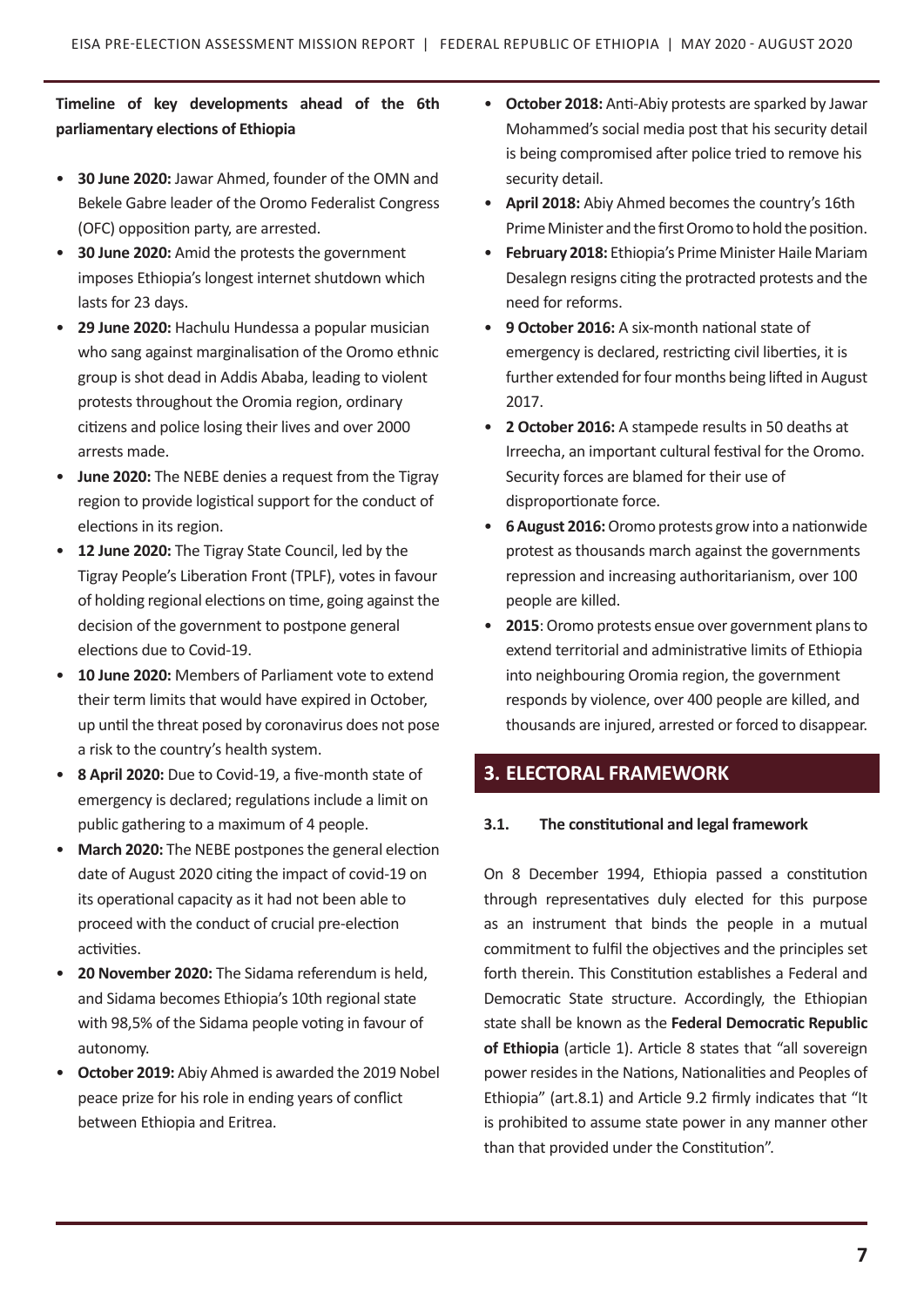**Timeline of key developments ahead of the 6th parliamentary elections of Ethiopia**

- **30 June 2020:** Jawar Ahmed, founder of the OMN and Bekele Gabre leader of the Oromo Federalist Congress (OFC) opposition party, are arrested.
- **30 June 2020:** Amid the protests the government imposes Ethiopia's longest internet shutdown which lasts for 23 days.
- **29 June 2020:** Hachulu Hundessa a popular musician who sang against marginalisation of the Oromo ethnic group is shot dead in Addis Ababa, leading to violent protests throughout the Oromia region, ordinary citizens and police losing their lives and over 2000 arrests made.
- **June 2020:** The NEBE denies a request from the Tigray region to provide logistical support for the conduct of elections in its region.
- **12 June 2020:** The Tigray State Council, led by the Tigray People's Liberation Front (TPLF), votes in favour of holding regional elections on time, going against the decision of the government to postpone general elections due to Covid-19.
- **10 June 2020:** Members of Parliament vote to extend their term limits that would have expired in October, up until the threat posed by coronavirus does not pose a risk to the country's health system.
- **8 April 2020:** Due to Covid-19, a five-month state of emergency is declared; regulations include a limit on public gathering to a maximum of 4 people.
- **March 2020:** The NEBE postpones the general election date of August 2020 citing the impact of covid-19 on its operational capacity as it had not been able to proceed with the conduct of crucial pre-election activities.
- **20 November 2020:** The Sidama referendum is held, and Sidama becomes Ethiopia's 10th regional state with 98,5% of the Sidama people voting in favour of autonomy.
- **October 2019:** Abiy Ahmed is awarded the 2019 Nobel peace prize for his role in ending years of conflict between Ethiopia and Eritrea.
- **October 2018:** Anti-Abiy protests are sparked by Jawar Mohammed's social media post that his security detail is being compromised after police tried to remove his security detail.
- **April 2018:** Abiy Ahmed becomes the country's 16th Prime Minister and the first Oromo to hold the position.
- **February 2018:** Ethiopia's Prime Minister Haile Mariam Desalegn resigns citing the protracted protests and the need for reforms.
- **9 October 2016:** A six-month national state of emergency is declared, restricting civil liberties, it is further extended for four months being lifted in August 2017.
- **2 October 2016:** A stampede results in 50 deaths at Irreecha, an important cultural festival for the Oromo. Security forces are blamed for their use of disproportionate force.
- **6 August 2016:** Oromo protests grow into a nationwide protest as thousands march against the governments repression and increasing authoritarianism, over 100 people are killed.
- **2015**: Oromo protests ensue over government plans to extend territorial and administrative limits of Ethiopia into neighbouring Oromia region, the government responds by violence, over 400 people are killed, and thousands are injured, arrested or forced to disappear.

## 3. ELECTORAL FRAMEWORK

### 3.1. The constitutional and legal framework

On 8 December 1994, Ethiopia passed a constitution through representatives duly elected for this purpose as an instrument that binds the people in a mutual commitment to fulfil the objectives and the principles set forth therein. This Constitution establishes a Federal and Democratic State structure. Accordingly, the Ethiopian state shall be known as the **Federal Democratic Republic of Ethiopia** (article 1). Article 8 states that "all sovereign power resides in the Nations, Nationalities and Peoples of Ethiopia" (art.8.1) and Article 9.2 firmly indicates that "It is prohibited to assume state power in any manner other than that provided under the Constitution".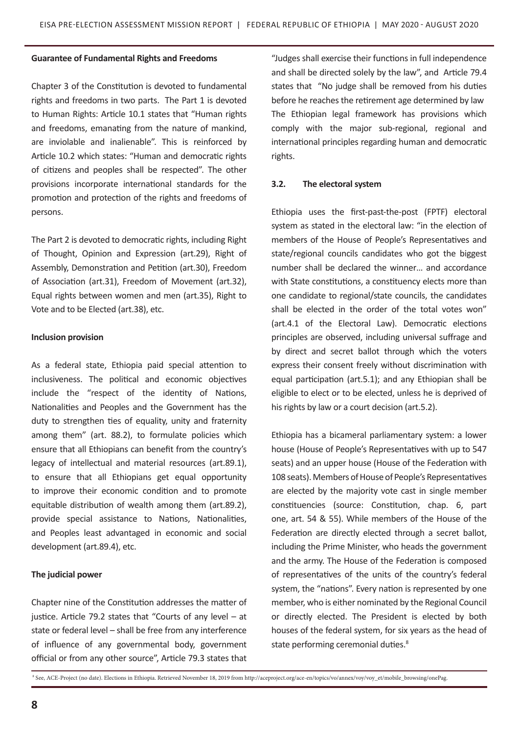**Guarantee of Fundamental Rights and Freedoms**

Chapter 3 of the Constitution is devoted to fundamental rights and freedoms in two parts. The Part 1 is devoted to Human Rights: Article 10.1 states that "Human rights and freedoms, emanating from the nature of mankind, are inviolable and inalienable". This is reinforced by Article 10.2 which states: "Human and democratic rights of citizens and peoples shall be respected". The other provisions incorporate international standards for the promotion and protection of the rights and freedoms of persons.

The Part 2 is devoted to democratic rights, including Right of Thought, Opinion and Expression (art.29), Right of Assembly, Demonstration and Petition (art.30), Freedom of Association (art.31), Freedom of Movement (art.32), Equal rights between women and men (art.35), Right to Vote and to be Elected (art.38), etc.

**Inclusion provision**

As a federal state, Ethiopia paid special attention to inclusiveness. The political and economic objectives include the "respect of the identity of Nations, Nationalities and Peoples and the Government has the duty to strengthen ties of equality, unity and fraternity among them" (art. 88.2), to formulate policies which ensure that all Ethiopians can benefit from the country's legacy of intellectual and material resources (art.89.1), to ensure that all Ethiopians get equal opportunity to improve their economic condition and to promote equitable distribution of wealth among them (art.89.2), provide special assistance to Nations, Nationalities, and Peoples least advantaged in economic and social development (art.89.4), etc.

**The judicial power**

Chapter nine of the Constitution addresses the matter of justice. Article 79.2 states that "Courts of any level – at state or federal level – shall be free from any interference of influence of any governmental body, government official or from any other source", Article 79.3 states that "Judges shall exercise their functions in full independence and shall be directed solely by the law", and Article 79.4 states that "No judge shall be removed from his duties before he reaches the retirement age determined by law The Ethiopian legal framework has provisions which comply with the major sub-regional, regional and international principles regarding human and democratic rights.

### 3.2. The electoral system

Ethiopia uses the first-past-the-post (FPTF) electoral system as stated in the electoral law: "in the election of members of the House of People's Representatives and state/regional councils candidates who got the biggest number shall be declared the winner… and accordance with State constitutions, a constituency elects more than one candidate to regional/state councils, the candidates shall be elected in the order of the total votes won" (art.4.1 of the Electoral Law). Democratic elections principles are observed, including universal suffrage and by direct and secret ballot through which the voters express their consent freely without discrimination with equal participation (art.5.1); and any Ethiopian shall be eligible to elect or to be elected, unless he is deprived of his rights by law or a court decision (art.5.2).

Ethiopia has a bicameral parliamentary system: a lower house (House of People's Representatives with up to 547 seats) and an upper house (House of the Federation with 108 seats). Members of House of People's Representatives are elected by the majority vote cast in single member constituencies (source: Constitution, chap. 6, part one, art. 54 & 55). While members of the House of the Federation are directly elected through a secret ballot, including the Prime Minister, who heads the government and the army. The House of the Federation is composed of representatives of the units of the country's federal system, the "nations". Every nation is represented by one member, who is either nominated by the Regional Council or directly elected. The President is elected by both houses of the federal system, for six years as the head of state performing ceremonial duties.[8]

[8] See, ACE-Project (no date). Elections in Ethiopia. Retrieved November 18, 2019 from http://aceproject.org/ace-en/topics/vo/annex/voy/voy_et/mobile_browsing/onePag.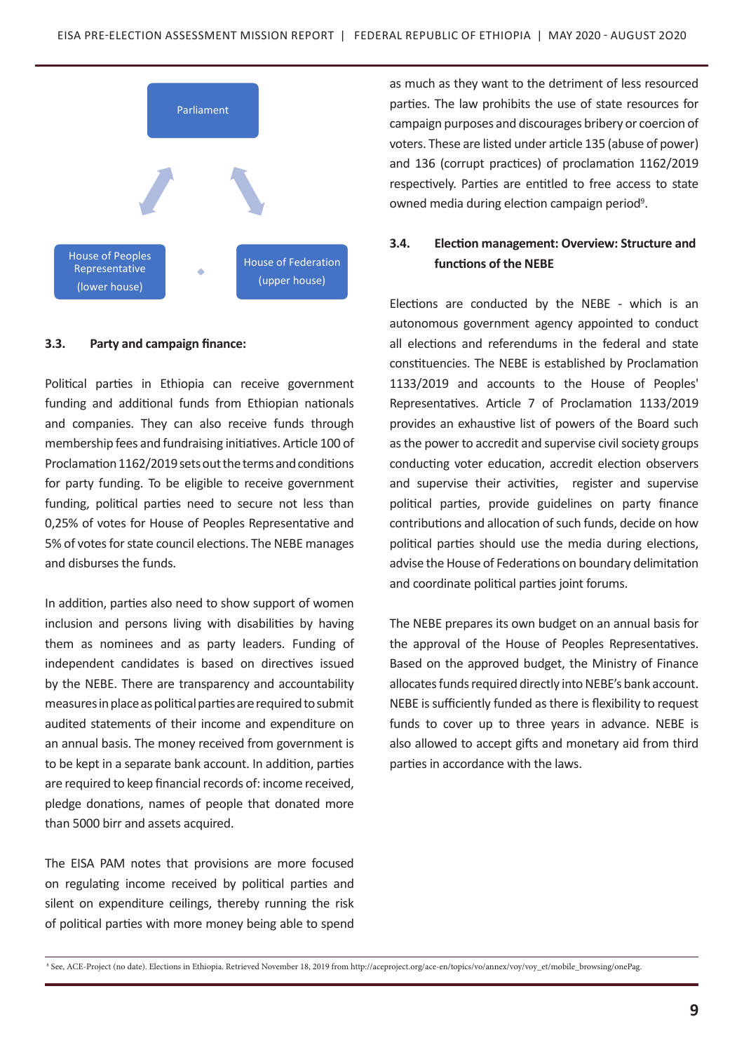Parliament

House of Peoples Representative (lower house)

House of Federation (upper house)

### 3.3. Party and campaign finance:

Political parties in Ethiopia can receive government funding and additional funds from Ethiopian nationals and companies. They can also receive funds through membership fees and fundraising initiatives. Article 100 of Proclamation 1162/2019 sets out the terms and conditions for party funding. To be eligible to receive government funding, political parties need to secure not less than 0,25% of votes for House of Peoples Representative and 5% of votes for state council elections. The NEBE manages and disburses the funds.

In addition, parties also need to show support of women inclusion and persons living with disabilities by having them as nominees and as party leaders. Funding of independent candidates is based on directives issued by the NEBE. There are transparency and accountability measures in place as political parties are required to submit audited statements of their income and expenditure on an annual basis. The money received from government is to be kept in a separate bank account. In addition, parties are required to keep financial records of: income received, pledge donations, names of people that donated more than 5000 birr and assets acquired.

The EISA PAM notes that provisions are more focused on regulating income received by political parties and silent on expenditure ceilings, thereby running the risk of political parties with more money being able to spend as much as they want to the detriment of less resourced parties. The law prohibits the use of state resources for campaign purposes and discourages bribery or coercion of voters. These are listed under article 135 (abuse of power) and 136 (corrupt practices) of proclamation 1162/2019 respectively. Parties are entitled to free access to state owned media during election campaign period[9].

### 3.4. Election management: Overview: Structure and functions of the NEBE

Elections are conducted by the NEBE - which is an autonomous government agency appointed to conduct all elections and referendums in the federal and state constituencies. The NEBE is established by Proclamation 1133/2019 and accounts to the House of Peoples' Representatives. Article 7 of Proclamation 1133/2019 provides an exhaustive list of powers of the Board such as the power to accredit and supervise civil society groups conducting voter education, accredit election observers and supervise their activities, register and supervise political parties, provide guidelines on party finance contributions and allocation of such funds, decide on how political parties should use the media during elections, advise the House of Federations on boundary delimitation and coordinate political parties joint forums.

The NEBE prepares its own budget on an annual basis for the approval of the House of Peoples Representatives. Based on the approved budget, the Ministry of Finance allocates funds required directly into NEBE's bank account. NEBE is sufficiently funded as there is flexibility to request funds to cover up to three years in advance. NEBE is also allowed to accept gifts and monetary aid from third parties in accordance with the laws.

---

[9] See, ACE-Project (no date). Elections in Ethiopia. Retrieved November 18, 2019 from http://aceproject.org/ace-en/topics/vo/annex/voy/voy_et/mobile_browsing/onePag.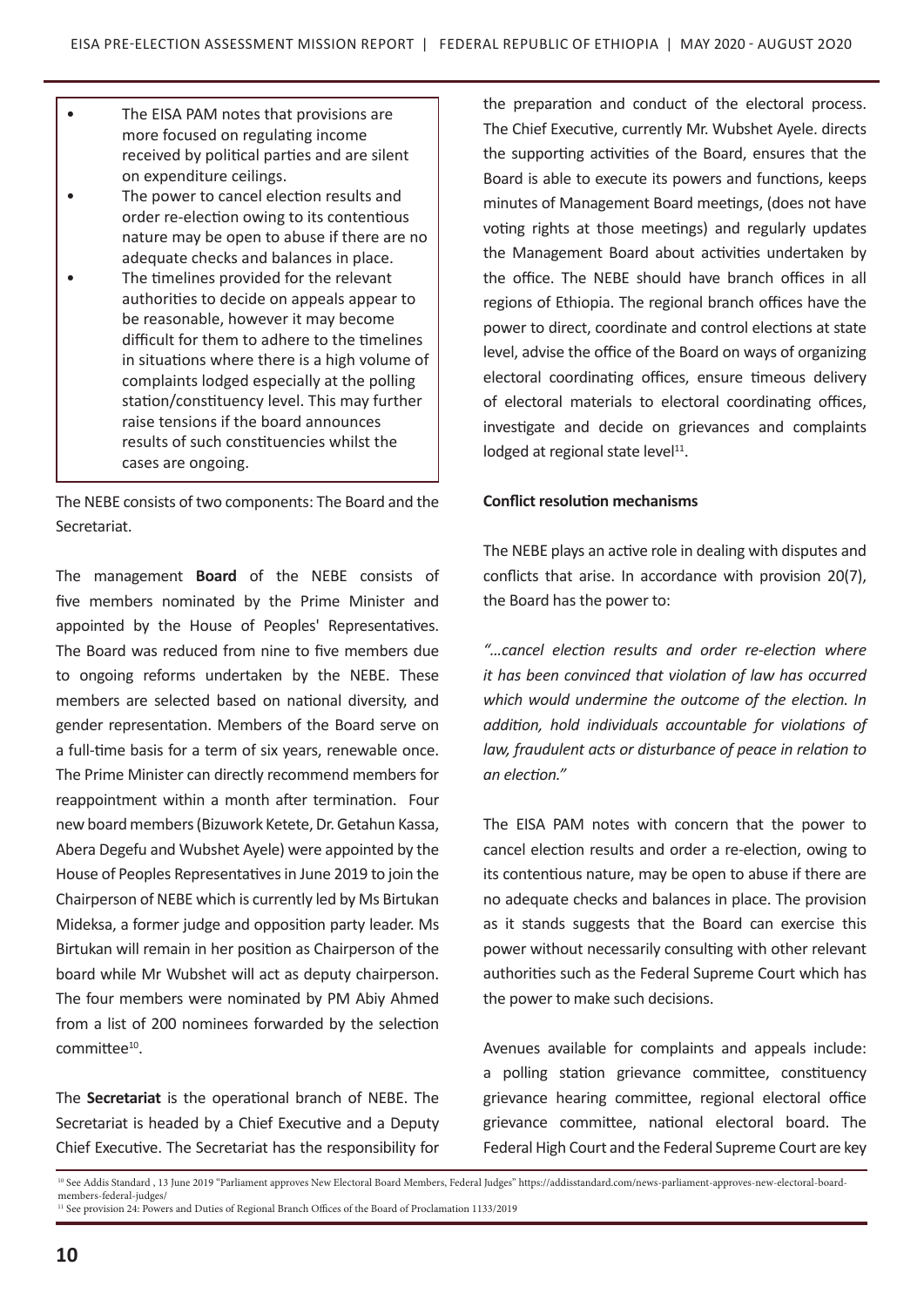- The EISA PAM notes that provisions are more focused on regulating income received by political parties and are silent on expenditure ceilings.
- The power to cancel election results and order re-election owing to its contentious nature may be open to abuse if there are no adequate checks and balances in place.
- The timelines provided for the relevant authorities to decide on appeals appear to be reasonable, however it may become difficult for them to adhere to the timelines in situations where there is a high volume of complaints lodged especially at the polling station/constituency level. This may further raise tensions if the board announces results of such constituencies whilst the cases are ongoing.

The NEBE consists of two components: The Board and the Secretariat.

The management **Board** of the NEBE consists of five members nominated by the Prime Minister and appointed by the House of Peoples' Representatives. The Board was reduced from nine to five members due to ongoing reforms undertaken by the NEBE. These members are selected based on national diversity, and gender representation. Members of the Board serve on a full-time basis for a term of six years, renewable once. The Prime Minister can directly recommend members for reappointment within a month after termination. Four new board members (Bizuwork Ketete, Dr. Getahun Kassa, Abera Degefu and Wubshet Ayele) were appointed by the House of Peoples Representatives in June 2019 to join the Chairperson of NEBE which is currently led by Ms Birtukan Mideksa, a former judge and opposition party leader. Ms Birtukan will remain in her position as Chairperson of the board while Mr Wubshet will act as deputy chairperson. The four members were nominated by PM Abiy Ahmed from a list of 200 nominees forwarded by the selection committee[10].

The **Secretariat** is the operational branch of NEBE. The Secretariat is headed by a Chief Executive and a Deputy Chief Executive. The Secretariat has the responsibility for the preparation and conduct of the electoral process. The Chief Executive, currently Mr. Wubshet Ayele. directs the supporting activities of the Board, ensures that the Board is able to execute its powers and functions, keeps minutes of Management Board meetings, (does not have voting rights at those meetings) and regularly updates the Management Board about activities undertaken by the office. The NEBE should have branch offices in all regions of Ethiopia. The regional branch offices have the power to direct, coordinate and control elections at state level, advise the office of the Board on ways of organizing electoral coordinating offices, ensure timeous delivery of electoral materials to electoral coordinating offices, investigate and decide on grievances and complaints lodged at regional state level[11].

**Conflict resolution mechanisms**

The NEBE plays an active role in dealing with disputes and conflicts that arise. In accordance with provision 20(7), the Board has the power to:

*"...cancel election results and order re-election where it has been convinced that violation of law has occurred which would undermine the outcome of the election. In addition, hold individuals accountable for violations of law, fraudulent acts or disturbance of peace in relation to an election."*

The EISA PAM notes with concern that the power to cancel election results and order a re-election, owing to its contentious nature, may be open to abuse if there are no adequate checks and balances in place. The provision as it stands suggests that the Board can exercise this power without necessarily consulting with other relevant authorities such as the Federal Supreme Court which has the power to make such decisions.

Avenues available for complaints and appeals include: a polling station grievance committee, constituency grievance hearing committee, regional electoral office grievance committee, national electoral board. The Federal High Court and the Federal Supreme Court are key

[10] See Addis Standard , 13 June 2019 "Parliament approves New Electoral Board Members, Federal Judges" https://addisstandard.com/news-parliament-approves-new-electoral-board-members-federal-judges/

[11] See provision 24: Powers and Duties of Regional Branch Offices of the Board of Proclamation 1133/2019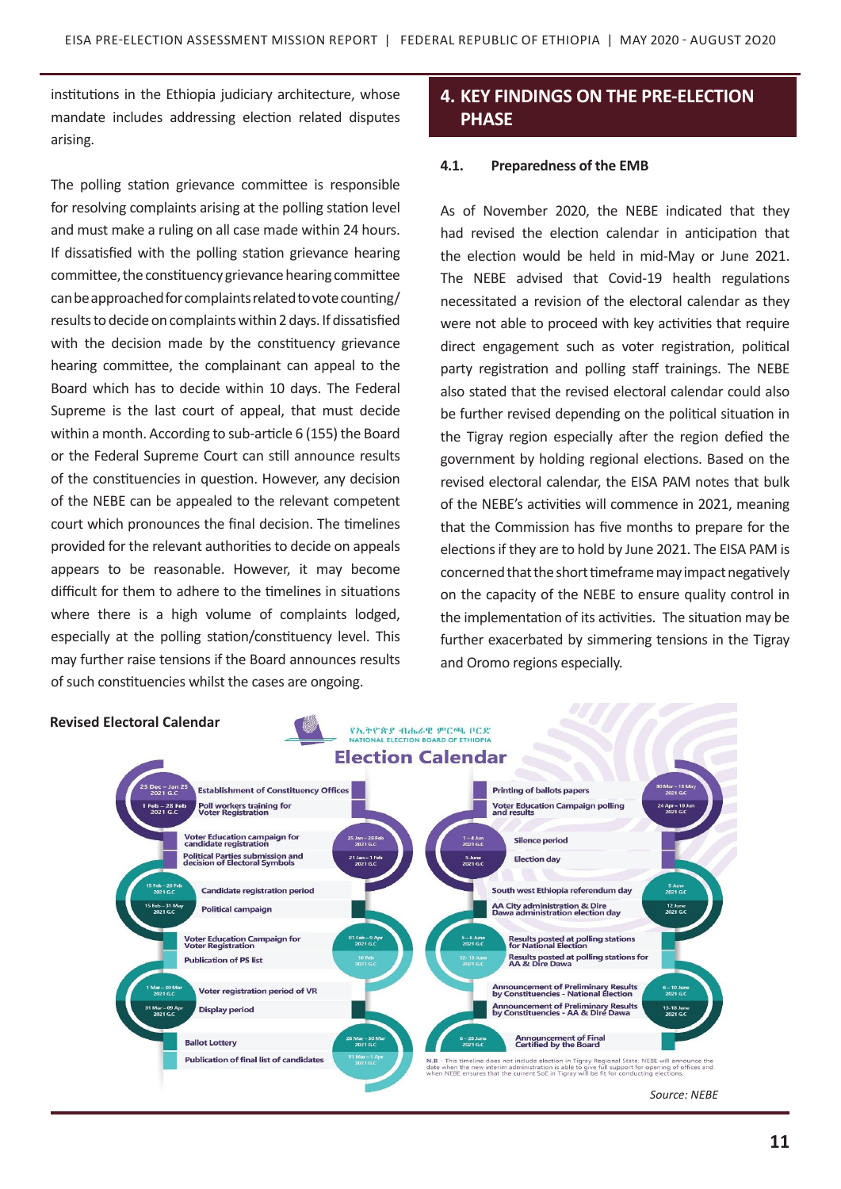institutions in the Ethiopia judiciary architecture, whose mandate includes addressing election related disputes arising.

The polling station grievance committee is responsible for resolving complaints arising at the polling station level and must make a ruling on all case made within 24 hours. If dissatisfied with the polling station grievance hearing committee, the constituency grievance hearing committee can be approached for complaints related to vote counting/results to decide on complaints within 2 days. If dissatisfied with the decision made by the constituency grievance hearing committee, the complainant can appeal to the Board which has to decide within 10 days. The Federal Supreme is the last court of appeal, that must decide within a month. According to sub-article 6 (155) the Board or the Federal Supreme Court can still announce results of the constituencies in question. However, any decision of the NEBE can be appealed to the relevant competent court which pronounces the final decision. The timelines provided for the relevant authorities to decide on appeals appears to be reasonable. However, it may become difficult for them to adhere to the timelines in situations where there is a high volume of complaints lodged, especially at the polling station/constituency level. This may further raise tensions if the Board announces results of such constituencies whilst the cases are ongoing.

## 4. KEY FINDINGS ON THE PRE-ELECTION PHASE

### 4.1. Preparedness of the EMB

As of November 2020, the NEBE indicated that they had revised the election calendar in anticipation that the election would be held in mid-May or June 2021. The NEBE advised that Covid-19 health regulations necessitated a revision of the electoral calendar as they were not able to proceed with key activities that require direct engagement such as voter registration, political party registration and polling staff trainings. The NEBE also stated that the revised electoral calendar could also be further revised depending on the political situation in the Tigray region especially after the region defied the government by holding regional elections. Based on the revised electoral calendar, the EISA PAM notes that bulk of the NEBE's activities will commence in 2021, meaning that the Commission has five months to prepare for the elections if they are to hold by June 2021. The EISA PAM is concerned that the short timeframe may impact negatively on the capacity of the NEBE to ensure quality control in the implementation of its activities. The situation may be further exacerbated by simmering tensions in the Tigray and Oromo regions especially.

**Revised Electoral Calendar**

የኢትዮጵያ ብሔራዊ ምርጫ ቦርድ
NATIONAL ELECTION BOARD OF ETHIOPIA

**Election Calendar**

| Date | Activity |
|---|---|
| 25 Dec – Jan 25 2021 G.C | Establishment of Constituency Offices |
| 1 Feb – 28 Feb 2021 G.C | Poll workers training for Voter Registration |
| 25 Jan – 28 Feb 2021 G.C | Voter Education campaign for candidate registration |
| 21 Jan – 1 Feb 2021 G.C | Political Parties submission and decision of Electoral Symbols |
| 15 Feb – 28 Feb 2021 G.C | Candidate registration period |
| 15 Feb – 31 May 2021 G.C | Political campaign |
| 01 Feb – 9 Apr 2021 G.C | Voter Education Campaign for Voter Registration |
| 10 Feb 2021 G.C | Publication of PS list |
| 1 Mar – 30 Mar 2021 G.C | Voter registration period of VR |
| 31 Mar – 09 Apr 2021 G.C | Display period |
| 28 Mar – 30 Mar 2021 G.C | Ballot Lottery |
| 31 Mar – 1 Apr 2021 G.C | Publication of final list of candidates |
| 30 Mar – 18 May 2021 G.C | Printing of ballots papers |
| 24 Apr – 10 Jun 2021 G.C | Voter Education Campaign polling and results |
| 1 – 4 Jun 2021 G.C | Silence period |
| 5 June 2021 G.C | Election day |
| 5 June 2021 G.C | South west Ethiopia referendum day |
| 12 June 2021 G.C | AA City administration & Dire Dawa administration election day |
| 5 – 6 June 2021 G.C | Results posted at polling stations for National Election |
| 12 – 13 June 2021 G.C | Results posted at polling stations for AA & Dire Dawa |
| 6 – 10 June 2021 G.C | Announcement of Preliminary Results by Constituencies - National Election |
| 13-18 June 2021 G.C | Announcement of Preliminary Results by Constituencies - AA & Dire Dawa |
| 6 – 28 June 2021 G.C | Announcement of Final Certified by the Board |

N.B – This timeline does not include election in Tigray Regional State. NEBE will announce the date when the new interim administration is able to give full support for opening of offices and when NEBE ensures that the current SoE in Tigray will be fit for conducting elections.

*Source: NEBE*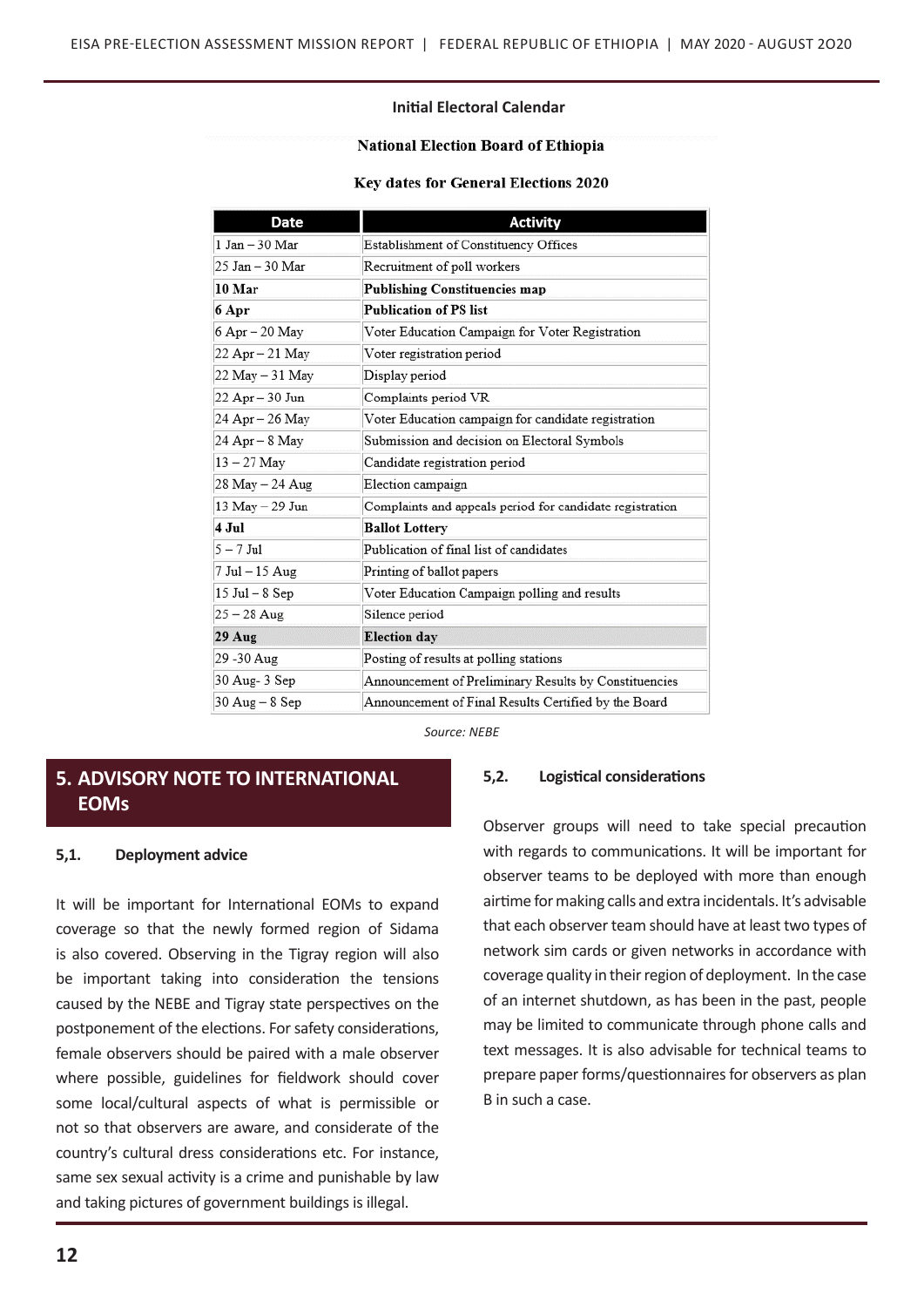**Initial Electoral Calendar**

**National Election Board of Ethiopia**

**Key dates for General Elections 2020**

| Date | Activity |
|---|---|
| 1 Jan – 30 Mar | Establishment of Constituency Offices |
| 25 Jan – 30 Mar | Recruitment of poll workers |
| **10 Mar** | **Publishing Constituencies map** |
| **6 Apr** | **Publication of PS list** |
| 6 Apr – 20 May | Voter Education Campaign for Voter Registration |
| 22 Apr – 21 May | Voter registration period |
| 22 May – 31 May | Display period |
| 22 Apr – 30 Jun | Complaints period VR |
| 24 Apr – 26 May | Voter Education campaign for candidate registration |
| 24 Apr – 8 May | Submission and decision on Electoral Symbols |
| 13 – 27 May | Candidate registration period |
| 28 May – 24 Aug | Election campaign |
| 13 May – 29 Jun | Complaints and appeals period for candidate registration |
| **4 Jul** | **Ballot Lottery** |
| 5 – 7 Jul | Publication of final list of candidates |
| 7 Jul – 15 Aug | Printing of ballot papers |
| 15 Jul – 8 Sep | Voter Education Campaign polling and results |
| 25 – 28 Aug | Silence period |
| **29 Aug** | **Election day** |
| 29 -30 Aug | Posting of results at polling stations |
| 30 Aug- 3 Sep | Announcement of Preliminary Results by Constituencies |
| 30 Aug – 8 Sep | Announcement of Final Results Certified by the Board |

*Source: NEBE*

## 5. ADVISORY NOTE TO INTERNATIONAL EOMs

### 5,1. Deployment advice

It will be important for International EOMs to expand coverage so that the newly formed region of Sidama is also covered. Observing in the Tigray region will also be important taking into consideration the tensions caused by the NEBE and Tigray state perspectives on the postponement of the elections. For safety considerations, female observers should be paired with a male observer where possible, guidelines for fieldwork should cover some local/cultural aspects of what is permissible or not so that observers are aware, and considerate of the country's cultural dress considerations etc. For instance, same sex sexual activity is a crime and punishable by law and taking pictures of government buildings is illegal.

### 5,2. Logistical considerations

Observer groups will need to take special precaution with regards to communications. It will be important for observer teams to be deployed with more than enough airtime for making calls and extra incidentals. It's advisable that each observer team should have at least two types of network sim cards or given networks in accordance with coverage quality in their region of deployment. In the case of an internet shutdown, as has been in the past, people may be limited to communicate through phone calls and text messages. It is also advisable for technical teams to prepare paper forms/questionnaires for observers as plan B in such a case.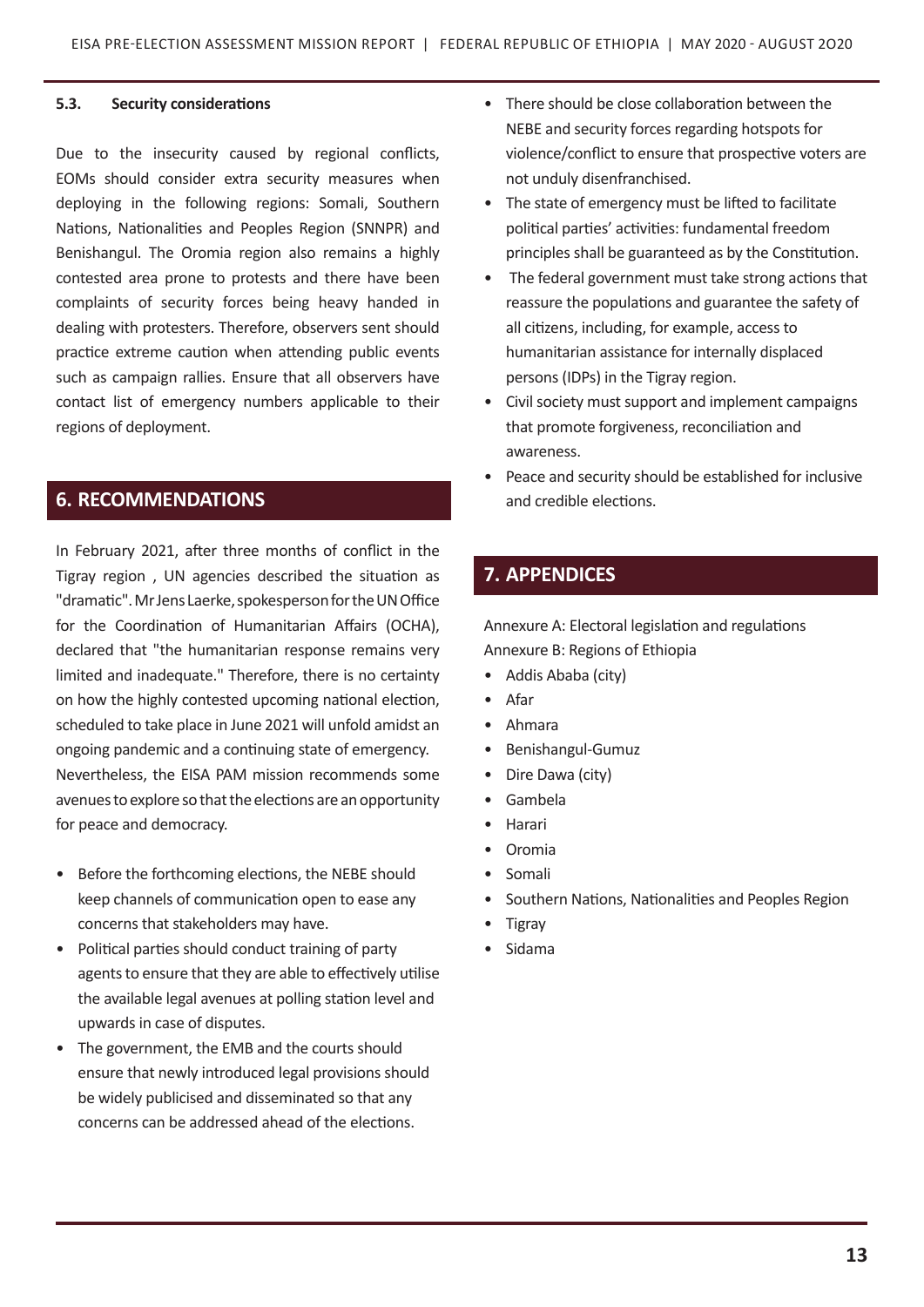### 5.3. Security considerations

Due to the insecurity caused by regional conflicts, EOMs should consider extra security measures when deploying in the following regions: Somali, Southern Nations, Nationalities and Peoples Region (SNNPR) and Benishangul. The Oromia region also remains a highly contested area prone to protests and there have been complaints of security forces being heavy handed in dealing with protesters. Therefore, observers sent should practice extreme caution when attending public events such as campaign rallies. Ensure that all observers have contact list of emergency numbers applicable to their regions of deployment.

## 6. RECOMMENDATIONS

In February 2021, after three months of conflict in the Tigray region , UN agencies described the situation as "dramatic". Mr Jens Laerke, spokesperson for the UN Office for the Coordination of Humanitarian Affairs (OCHA), declared that "the humanitarian response remains very limited and inadequate." Therefore, there is no certainty on how the highly contested upcoming national election, scheduled to take place in June 2021 will unfold amidst an ongoing pandemic and a continuing state of emergency.
Nevertheless, the EISA PAM mission recommends some avenues to explore so that the elections are an opportunity for peace and democracy.

- Before the forthcoming elections, the NEBE should keep channels of communication open to ease any concerns that stakeholders may have.
- Political parties should conduct training of party agents to ensure that they are able to effectively utilise the available legal avenues at polling station level and upwards in case of disputes.
- The government, the EMB and the courts should ensure that newly introduced legal provisions should be widely publicised and disseminated so that any concerns can be addressed ahead of the elections.
- There should be close collaboration between the NEBE and security forces regarding hotspots for violence/conflict to ensure that prospective voters are not unduly disenfranchised.
- The state of emergency must be lifted to facilitate political parties' activities: fundamental freedom principles shall be guaranteed as by the Constitution.
- The federal government must take strong actions that reassure the populations and guarantee the safety of all citizens, including, for example, access to humanitarian assistance for internally displaced persons (IDPs) in the Tigray region.
- Civil society must support and implement campaigns that promote forgiveness, reconciliation and awareness.
- Peace and security should be established for inclusive and credible elections.

## 7. APPENDICES

Annexure A: Electoral legislation and regulations
Annexure B: Regions of Ethiopia

- Addis Ababa (city)
- Afar
- Ahmara
- Benishangul-Gumuz
- Dire Dawa (city)
- Gambela
- Harari
- Oromia
- Somali
- Southern Nations, Nationalities and Peoples Region
- Tigray
- Sidama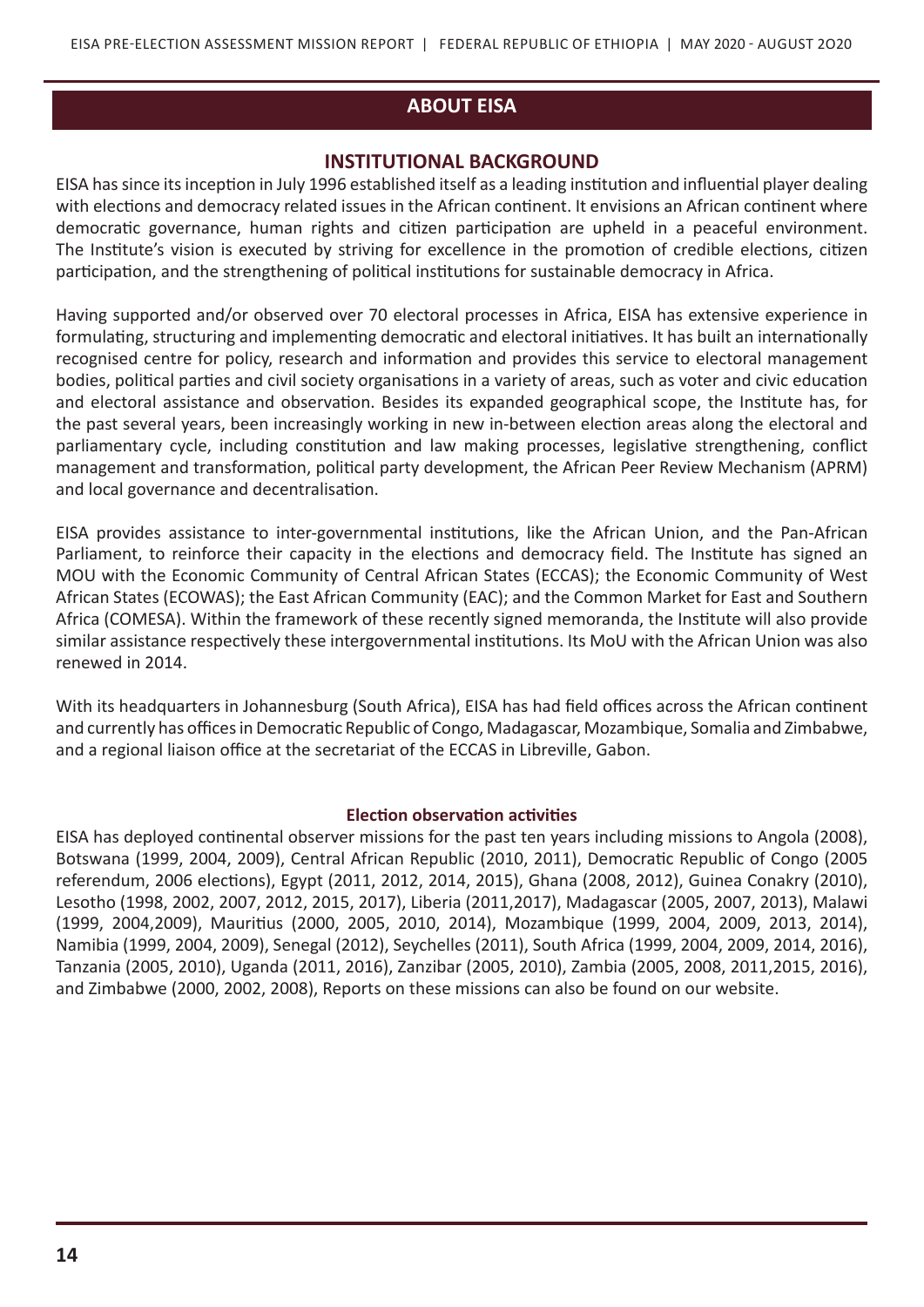# ABOUT EISA

## INSTITUTIONAL BACKGROUND

EISA has since its inception in July 1996 established itself as a leading institution and influential player dealing with elections and democracy related issues in the African continent. It envisions an African continent where democratic governance, human rights and citizen participation are upheld in a peaceful environment. The Institute's vision is executed by striving for excellence in the promotion of credible elections, citizen participation, and the strengthening of political institutions for sustainable democracy in Africa.

Having supported and/or observed over 70 electoral processes in Africa, EISA has extensive experience in formulating, structuring and implementing democratic and electoral initiatives. It has built an internationally recognised centre for policy, research and information and provides this service to electoral management bodies, political parties and civil society organisations in a variety of areas, such as voter and civic education and electoral assistance and observation. Besides its expanded geographical scope, the Institute has, for the past several years, been increasingly working in new in-between election areas along the electoral and parliamentary cycle, including constitution and law making processes, legislative strengthening, conflict management and transformation, political party development, the African Peer Review Mechanism (APRM) and local governance and decentralisation.

EISA provides assistance to inter-governmental institutions, like the African Union, and the Pan-African Parliament, to reinforce their capacity in the elections and democracy field. The Institute has signed an MOU with the Economic Community of Central African States (ECCAS); the Economic Community of West African States (ECOWAS); the East African Community (EAC); and the Common Market for East and Southern Africa (COMESA). Within the framework of these recently signed memoranda, the Institute will also provide similar assistance respectively these intergovernmental institutions. Its MoU with the African Union was also renewed in 2014.

With its headquarters in Johannesburg (South Africa), EISA has had field offices across the African continent and currently has offices in Democratic Republic of Congo, Madagascar, Mozambique, Somalia and Zimbabwe, and a regional liaison office at the secretariat of the ECCAS in Libreville, Gabon.

### Election observation activities

EISA has deployed continental observer missions for the past ten years including missions to Angola (2008), Botswana (1999, 2004, 2009), Central African Republic (2010, 2011), Democratic Republic of Congo (2005 referendum, 2006 elections), Egypt (2011, 2012, 2014, 2015), Ghana (2008, 2012), Guinea Conakry (2010), Lesotho (1998, 2002, 2007, 2012, 2015, 2017), Liberia (2011,2017), Madagascar (2005, 2007, 2013), Malawi (1999, 2004,2009), Mauritius (2000, 2005, 2010, 2014), Mozambique (1999, 2004, 2009, 2013, 2014), Namibia (1999, 2004, 2009), Senegal (2012), Seychelles (2011), South Africa (1999, 2004, 2009, 2014, 2016), Tanzania (2005, 2010), Uganda (2011, 2016), Zanzibar (2005, 2010), Zambia (2005, 2008, 2011,2015, 2016), and Zimbabwe (2000, 2002, 2008), Reports on these missions can also be found on our website.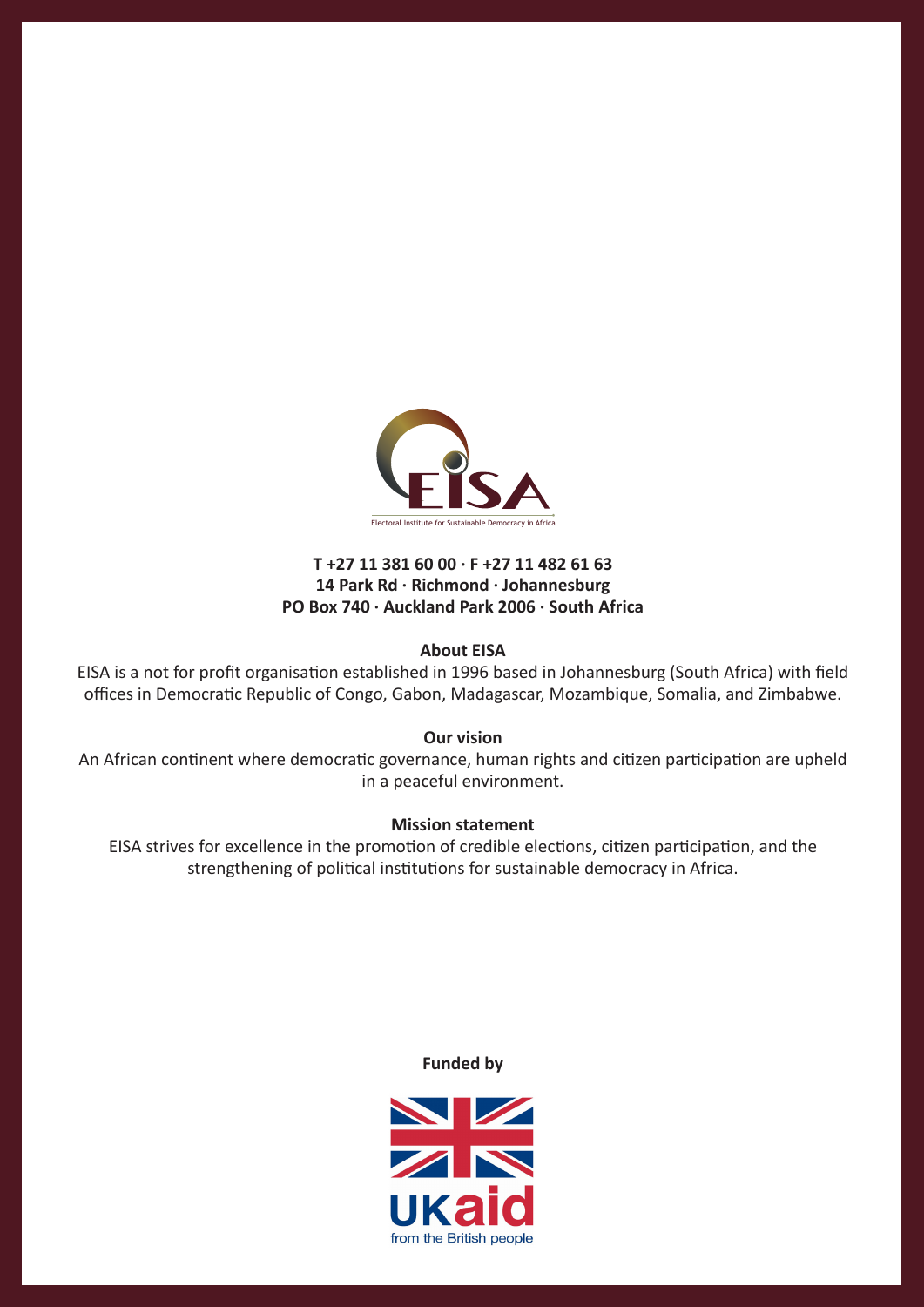EISA

Electoral Institute for Sustainable Democracy in Africa

**T +27 11 381 60 00 · F +27 11 482 61 63**
**14 Park Rd · Richmond · Johannesburg**
**PO Box 740 · Auckland Park 2006 · South Africa**

**About EISA**

EISA is a not for profit organisation established in 1996 based in Johannesburg (South Africa) with field offices in Democratic Republic of Congo, Gabon, Madagascar, Mozambique, Somalia, and Zimbabwe.

**Our vision**

An African continent where democratic governance, human rights and citizen participation are upheld in a peaceful environment.

**Mission statement**

EISA strives for excellence in the promotion of credible elections, citizen participation, and the strengthening of political institutions for sustainable democracy in Africa.

**Funded by**

UKaid
from the British people